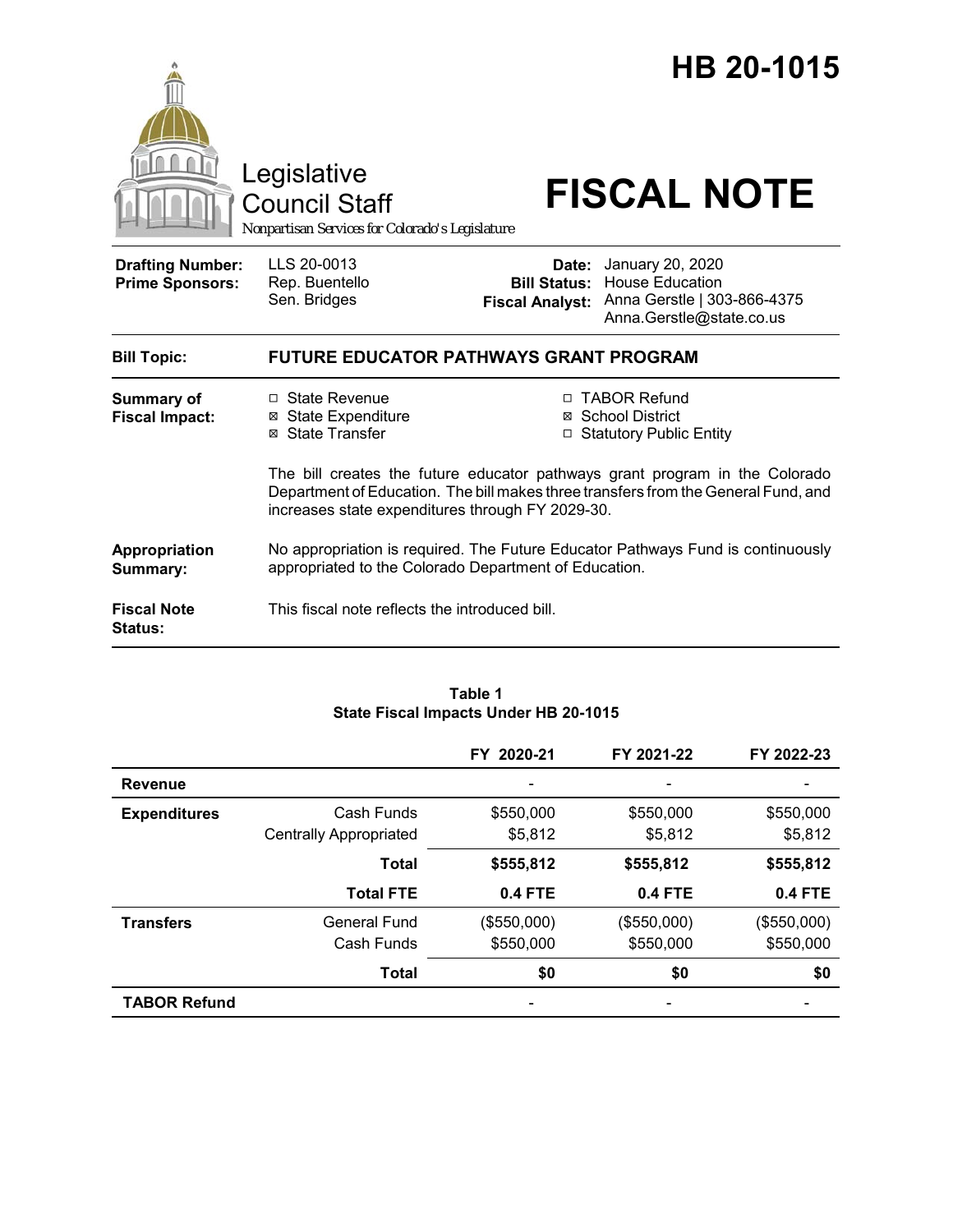# HB 20-1015

Legislative Council Staff

Nonpartisan Services for Colorado's Legislature

# FISCAL NOTE

| | | | |
|---|---|---|---|
| **Drafting Number:** | LLS 20-0013 | **Date:** | January 20, 2020 |
| **Prime Sponsors:** | Rep. Buentello<br>Sen. Bridges | **Bill Status:** | House Education |
| | | **Fiscal Analyst:** | Anna Gerstle \| 303-866-4375<br>Anna.Gerstle@state.co.us |

| | |
|---|---|
| **Bill Topic:** | **FUTURE EDUCATOR PATHWAYS GRANT PROGRAM** |
| **Summary of Fiscal Impact:** | ☐ State Revenue<br>☒ State Expenditure<br>☒ State Transfer<br>☐ TABOR Refund<br>☒ School District<br>☐ Statutory Public Entity<br><br>The bill creates the future educator pathways grant program in the Colorado Department of Education. The bill makes three transfers from the General Fund, and increases state expenditures through FY 2029-30. |
| **Appropriation Summary:** | No appropriation is required. The Future Educator Pathways Fund is continuously appropriated to the Colorado Department of Education. |
| **Fiscal Note Status:** | This fiscal note reflects the introduced bill. |

**Table 1**
**State Fiscal Impacts Under HB 20-1015**

| | | FY 2020-21 | FY 2021-22 | FY 2022-23 |
|---|---|---|---|---|
| **Revenue** | | - | - | - |
| **Expenditures** | Cash Funds | $550,000 | $550,000 | $550,000 |
| | Centrally Appropriated | $5,812 | $5,812 | $5,812 |
| | **Total** | **$555,812** | **$555,812** | **$555,812** |
| | **Total FTE** | **0.4 FTE** | **0.4 FTE** | **0.4 FTE** |
| **Transfers** | General Fund | ($550,000) | ($550,000) | ($550,000) |
| | Cash Funds | $550,000 | $550,000 | $550,000 |
| | **Total** | **$0** | **$0** | **$0** |
| **TABOR Refund** | | - | - | - |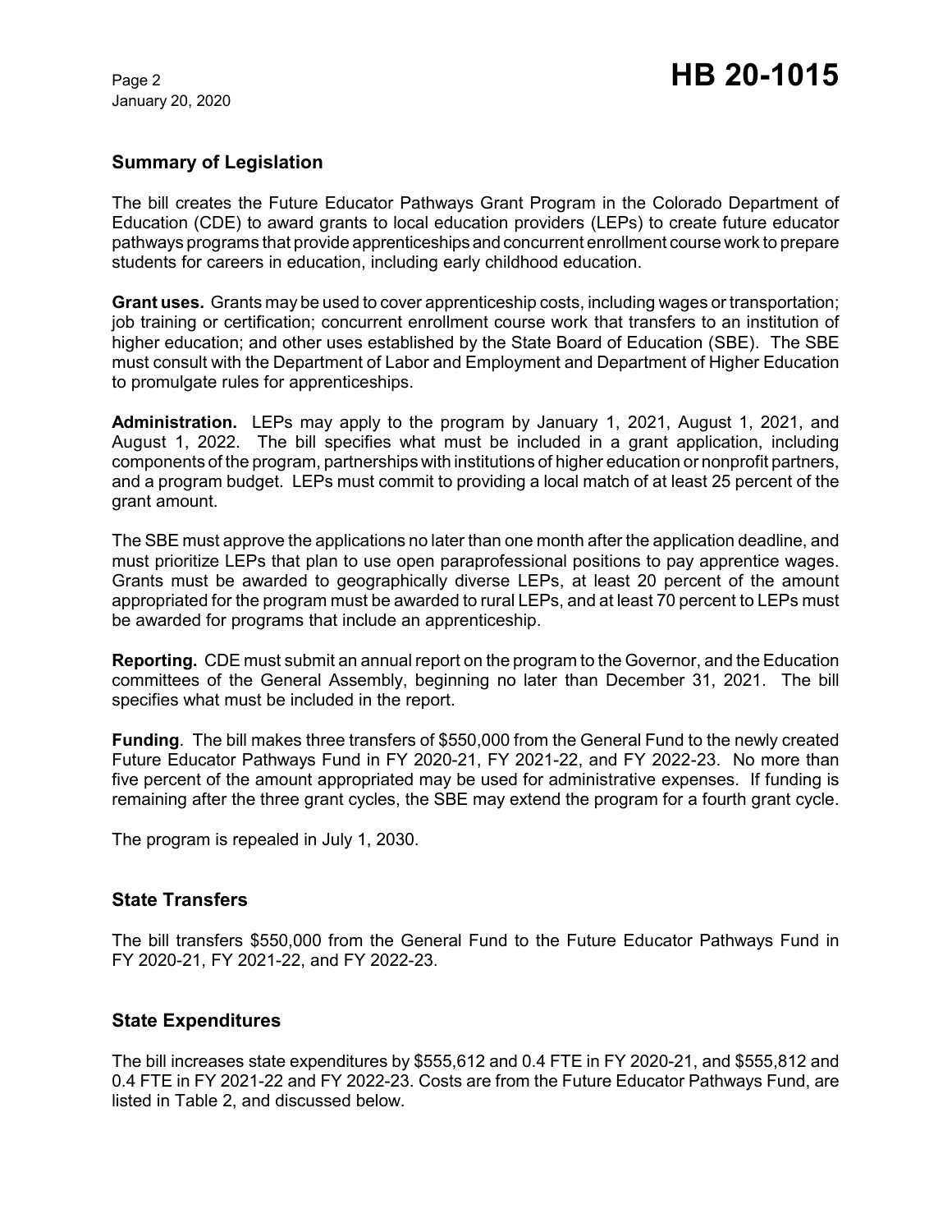## Summary of Legislation

The bill creates the Future Educator Pathways Grant Program in the Colorado Department of Education (CDE) to award grants to local education providers (LEPs) to create future educator pathways programs that provide apprenticeships and concurrent enrollment course work to prepare students for careers in education, including early childhood education.

**Grant uses.** Grants may be used to cover apprenticeship costs, including wages or transportation; job training or certification; concurrent enrollment course work that transfers to an institution of higher education; and other uses established by the State Board of Education (SBE). The SBE must consult with the Department of Labor and Employment and Department of Higher Education to promulgate rules for apprenticeships.

**Administration.** LEPs may apply to the program by January 1, 2021, August 1, 2021, and August 1, 2022. The bill specifies what must be included in a grant application, including components of the program, partnerships with institutions of higher education or nonprofit partners, and a program budget. LEPs must commit to providing a local match of at least 25 percent of the grant amount.

The SBE must approve the applications no later than one month after the application deadline, and must prioritize LEPs that plan to use open paraprofessional positions to pay apprentice wages. Grants must be awarded to geographically diverse LEPs, at least 20 percent of the amount appropriated for the program must be awarded to rural LEPs, and at least 70 percent to LEPs must be awarded for programs that include an apprenticeship.

**Reporting.** CDE must submit an annual report on the program to the Governor, and the Education committees of the General Assembly, beginning no later than December 31, 2021. The bill specifies what must be included in the report.

**Funding**. The bill makes three transfers of $550,000 from the General Fund to the newly created Future Educator Pathways Fund in FY 2020-21, FY 2021-22, and FY 2022-23. No more than five percent of the amount appropriated may be used for administrative expenses. If funding is remaining after the three grant cycles, the SBE may extend the program for a fourth grant cycle.

The program is repealed in July 1, 2030.

## State Transfers

The bill transfers $550,000 from the General Fund to the Future Educator Pathways Fund in FY 2020-21, FY 2021-22, and FY 2022-23.

## State Expenditures

The bill increases state expenditures by $555,612 and 0.4 FTE in FY 2020-21, and $555,812 and 0.4 FTE in FY 2021-22 and FY 2022-23. Costs are from the Future Educator Pathways Fund, are listed in Table 2, and discussed below.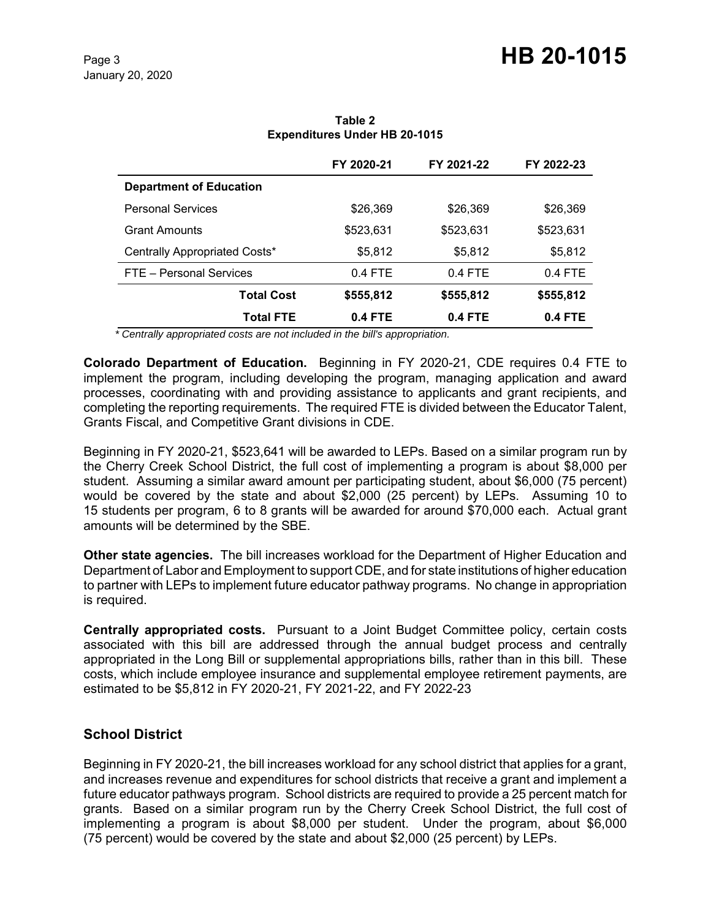**Table 2**
**Expenditures Under HB 20-1015**

| | FY 2020-21 | FY 2021-22 | FY 2022-23 |
|---|---|---|---|
| **Department of Education** | | | |
| Personal Services | $26,369 | $26,369 | $26,369 |
| Grant Amounts | $523,631 | $523,631 | $523,631 |
| Centrally Appropriated Costs* | $5,812 | $5,812 | $5,812 |
| FTE – Personal Services | 0.4 FTE | 0.4 FTE | 0.4 FTE |
| **Total Cost** | **$555,812** | **$555,812** | **$555,812** |
| **Total FTE** | **0.4 FTE** | **0.4 FTE** | **0.4 FTE** |

*\* Centrally appropriated costs are not included in the bill's appropriation.*

**Colorado Department of Education.** Beginning in FY 2020-21, CDE requires 0.4 FTE to implement the program, including developing the program, managing application and award processes, coordinating with and providing assistance to applicants and grant recipients, and completing the reporting requirements. The required FTE is divided between the Educator Talent, Grants Fiscal, and Competitive Grant divisions in CDE.

Beginning in FY 2020-21, $523,641 will be awarded to LEPs. Based on a similar program run by the Cherry Creek School District, the full cost of implementing a program is about $8,000 per student. Assuming a similar award amount per participating student, about $6,000 (75 percent) would be covered by the state and about $2,000 (25 percent) by LEPs. Assuming 10 to 15 students per program, 6 to 8 grants will be awarded for around $70,000 each. Actual grant amounts will be determined by the SBE.

**Other state agencies.** The bill increases workload for the Department of Higher Education and Department of Labor and Employment to support CDE, and for state institutions of higher education to partner with LEPs to implement future educator pathway programs. No change in appropriation is required.

**Centrally appropriated costs.** Pursuant to a Joint Budget Committee policy, certain costs associated with this bill are addressed through the annual budget process and centrally appropriated in the Long Bill or supplemental appropriations bills, rather than in this bill. These costs, which include employee insurance and supplemental employee retirement payments, are estimated to be $5,812 in FY 2020-21, FY 2021-22, and FY 2022-23

## School District

Beginning in FY 2020-21, the bill increases workload for any school district that applies for a grant, and increases revenue and expenditures for school districts that receive a grant and implement a future educator pathways program. School districts are required to provide a 25 percent match for grants. Based on a similar program run by the Cherry Creek School District, the full cost of implementing a program is about $8,000 per student. Under the program, about $6,000 (75 percent) would be covered by the state and about $2,000 (25 percent) by LEPs.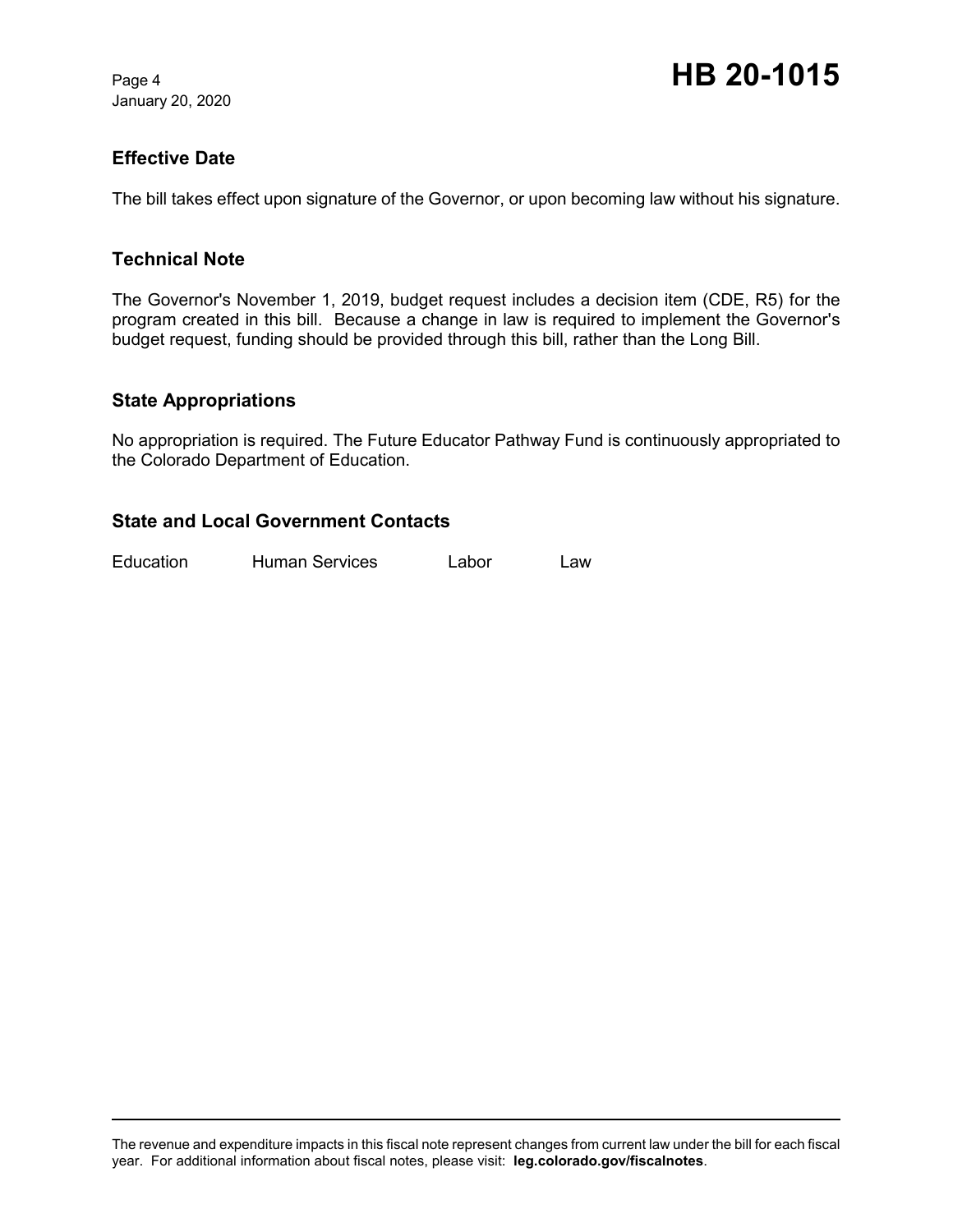## Effective Date

The bill takes effect upon signature of the Governor, or upon becoming law without his signature.

## Technical Note

The Governor's November 1, 2019, budget request includes a decision item (CDE, R5) for the program created in this bill. Because a change in law is required to implement the Governor's budget request, funding should be provided through this bill, rather than the Long Bill.

## State Appropriations

No appropriation is required. The Future Educator Pathway Fund is continuously appropriated to the Colorado Department of Education.

## State and Local Government Contacts

Education Human Services Labor Law

The revenue and expenditure impacts in this fiscal note represent changes from current law under the bill for each fiscal year. For additional information about fiscal notes, please visit: **leg.colorado.gov/fiscalnotes**.